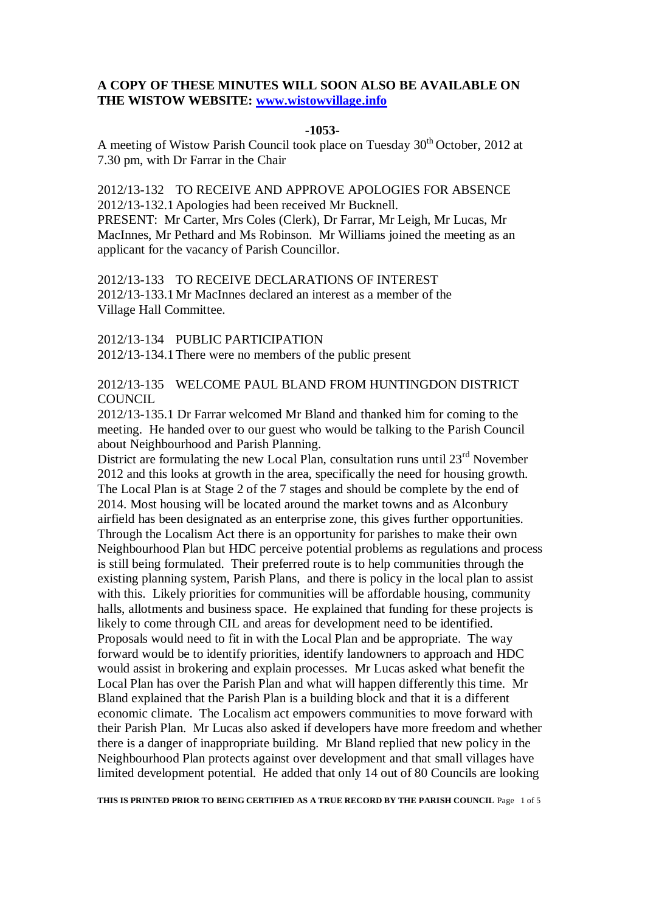**A COPY OF THESE MINUTES WILL SOON ALSO BE AVAILABLE ON THE WISTOW WEBSITE: [www.wistowvillage.info](http://www.wistowvillage.info)**

**-1053-**

A meeting of Wistow Parish Council took place on Tuesday 30th October, 2012 at 7.30 pm, with Dr Farrar in the Chair

2012/13-132 TO RECEIVE AND APPROVE APOLOGIES FOR ABSENCE
2012/13-132.1 Apologies had been received Mr Bucknell.
PRESENT: Mr Carter, Mrs Coles (Clerk), Dr Farrar, Mr Leigh, Mr Lucas, Mr MacInnes, Mr Pethard and Ms Robinson. Mr Williams joined the meeting as an applicant for the vacancy of Parish Councillor.

2012/13-133 TO RECEIVE DECLARATIONS OF INTEREST
2012/13-133.1 Mr MacInnes declared an interest as a member of the Village Hall Committee.

2012/13-134 PUBLIC PARTICIPATION
2012/13-134.1 There were no members of the public present

2012/13-135 WELCOME PAUL BLAND FROM HUNTINGDON DISTRICT COUNCIL
2012/13-135.1 Dr Farrar welcomed Mr Bland and thanked him for coming to the meeting. He handed over to our guest who would be talking to the Parish Council about Neighbourhood and Parish Planning.
District are formulating the new Local Plan, consultation runs until 23rd November 2012 and this looks at growth in the area, specifically the need for housing growth. The Local Plan is at Stage 2 of the 7 stages and should be complete by the end of 2014. Most housing will be located around the market towns and as Alconbury airfield has been designated as an enterprise zone, this gives further opportunities. Through the Localism Act there is an opportunity for parishes to make their own Neighbourhood Plan but HDC perceive potential problems as regulations and process is still being formulated. Their preferred route is to help communities through the existing planning system, Parish Plans, and there is policy in the local plan to assist with this. Likely priorities for communities will be affordable housing, community halls, allotments and business space. He explained that funding for these projects is likely to come through CIL and areas for development need to be identified. Proposals would need to fit in with the Local Plan and be appropriate. The way forward would be to identify priorities, identify landowners to approach and HDC would assist in brokering and explain processes. Mr Lucas asked what benefit the Local Plan has over the Parish Plan and what will happen differently this time. Mr Bland explained that the Parish Plan is a building block and that it is a different economic climate. The Localism act empowers communities to move forward with their Parish Plan. Mr Lucas also asked if developers have more freedom and whether there is a danger of inappropriate building. Mr Bland replied that new policy in the Neighbourhood Plan protects against over development and that small villages have limited development potential. He added that only 14 out of 80 Councils are looking

THIS IS PRINTED PRIOR TO BEING CERTIFIED AS A TRUE RECORD BY THE PARISH COUNCIL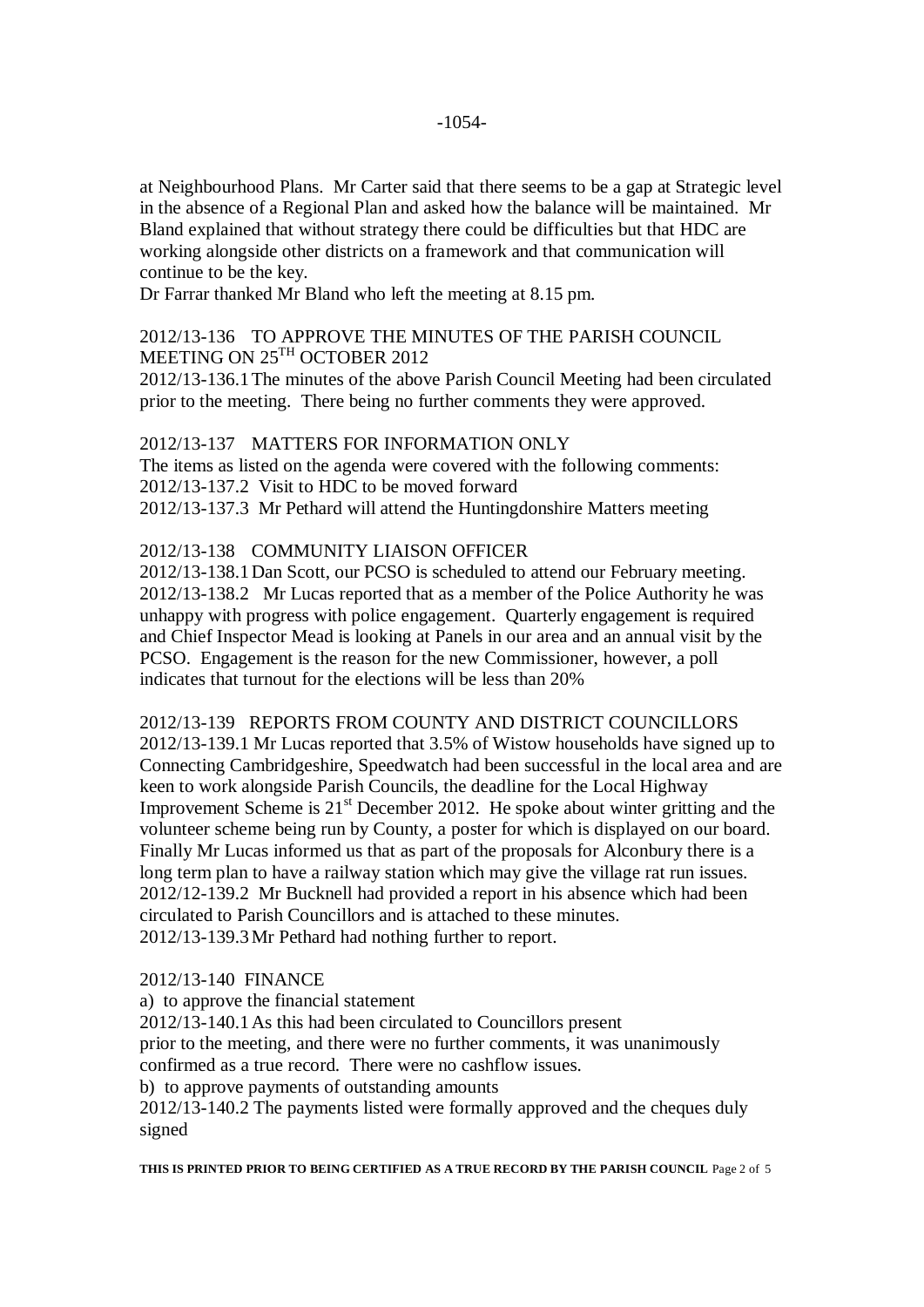at Neighbourhood Plans. Mr Carter said that there seems to be a gap at Strategic level in the absence of a Regional Plan and asked how the balance will be maintained. Mr Bland explained that without strategy there could be difficulties but that HDC are working alongside other districts on a framework and that communication will continue to be the key.

Dr Farrar thanked Mr Bland who left the meeting at 8.15 pm.

2012/13-136 TO APPROVE THE MINUTES OF THE PARISH COUNCIL MEETING ON 25TH OCTOBER 2012

2012/13-136.1 The minutes of the above Parish Council Meeting had been circulated prior to the meeting. There being no further comments they were approved.

2012/13-137 MATTERS FOR INFORMATION ONLY

The items as listed on the agenda were covered with the following comments:

2012/13-137.2 Visit to HDC to be moved forward

2012/13-137.3 Mr Pethard will attend the Huntingdonshire Matters meeting

2012/13-138 COMMUNITY LIAISON OFFICER

2012/13-138.1 Dan Scott, our PCSO is scheduled to attend our February meeting.

2012/13-138.2 Mr Lucas reported that as a member of the Police Authority he was unhappy with progress with police engagement. Quarterly engagement is required and Chief Inspector Mead is looking at Panels in our area and an annual visit by the PCSO. Engagement is the reason for the new Commissioner, however, a poll indicates that turnout for the elections will be less than 20%

2012/13-139 REPORTS FROM COUNTY AND DISTRICT COUNCILLORS

2012/13-139.1 Mr Lucas reported that 3.5% of Wistow households have signed up to Connecting Cambridgeshire, Speedwatch had been successful in the local area and are keen to work alongside Parish Councils, the deadline for the Local Highway Improvement Scheme is 21st December 2012. He spoke about winter gritting and the volunteer scheme being run by County, a poster for which is displayed on our board. Finally Mr Lucas informed us that as part of the proposals for Alconbury there is a long term plan to have a railway station which may give the village rat run issues.

2012/12-139.2 Mr Bucknell had provided a report in his absence which had been circulated to Parish Councillors and is attached to these minutes.

2012/13-139.3 Mr Pethard had nothing further to report.

2012/13-140 FINANCE

a) to approve the financial statement

2012/13-140.1 As this had been circulated to Councillors present prior to the meeting, and there were no further comments, it was unanimously confirmed as a true record. There were no cashflow issues.

b) to approve payments of outstanding amounts

2012/13-140.2 The payments listed were formally approved and the cheques duly signed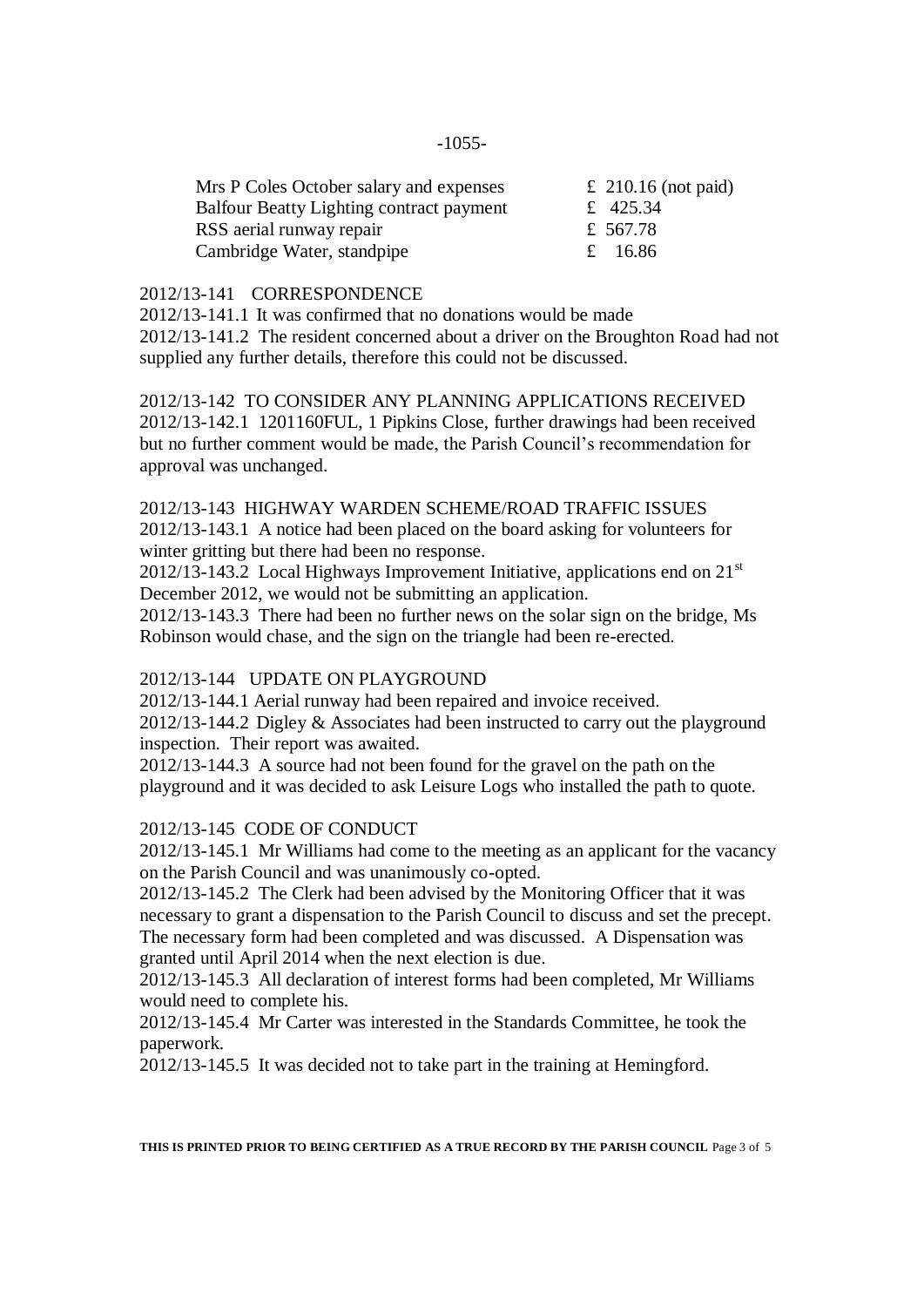| | |
|---|---|
| Mrs P Coles October salary and expenses | £ 210.16 (not paid) |
| Balfour Beatty Lighting contract payment | £ 425.34 |
| RSS aerial runway repair | £ 567.78 |
| Cambridge Water, standpipe | £ 16.86 |

2012/13-141 CORRESPONDENCE

2012/13-141.1 It was confirmed that no donations would be made

2012/13-141.2 The resident concerned about a driver on the Broughton Road had not supplied any further details, therefore this could not be discussed.

2012/13-142 TO CONSIDER ANY PLANNING APPLICATIONS RECEIVED

2012/13-142.1 1201160FUL, 1 Pipkins Close, further drawings had been received but no further comment would be made, the Parish Council's recommendation for approval was unchanged.

2012/13-143 HIGHWAY WARDEN SCHEME/ROAD TRAFFIC ISSUES

2012/13-143.1 A notice had been placed on the board asking for volunteers for winter gritting but there had been no response.

2012/13-143.2 Local Highways Improvement Initiative, applications end on 21st December 2012, we would not be submitting an application.

2012/13-143.3 There had been no further news on the solar sign on the bridge, Ms Robinson would chase, and the sign on the triangle had been re-erected.

2012/13-144 UPDATE ON PLAYGROUND

2012/13-144.1 Aerial runway had been repaired and invoice received.

2012/13-144.2 Digley & Associates had been instructed to carry out the playground inspection. Their report was awaited.

2012/13-144.3 A source had not been found for the gravel on the path on the playground and it was decided to ask Leisure Logs who installed the path to quote.

2012/13-145 CODE OF CONDUCT

2012/13-145.1 Mr Williams had come to the meeting as an applicant for the vacancy on the Parish Council and was unanimously co-opted.

2012/13-145.2 The Clerk had been advised by the Monitoring Officer that it was necessary to grant a dispensation to the Parish Council to discuss and set the precept. The necessary form had been completed and was discussed. A Dispensation was granted until April 2014 when the next election is due.

2012/13-145.3 All declaration of interest forms had been completed, Mr Williams would need to complete his.

2012/13-145.4 Mr Carter was interested in the Standards Committee, he took the paperwork.

2012/13-145.5 It was decided not to take part in the training at Hemingford.

**THIS IS PRINTED PRIOR TO BEING CERTIFIED AS A TRUE RECORD BY THE PARISH COUNCIL**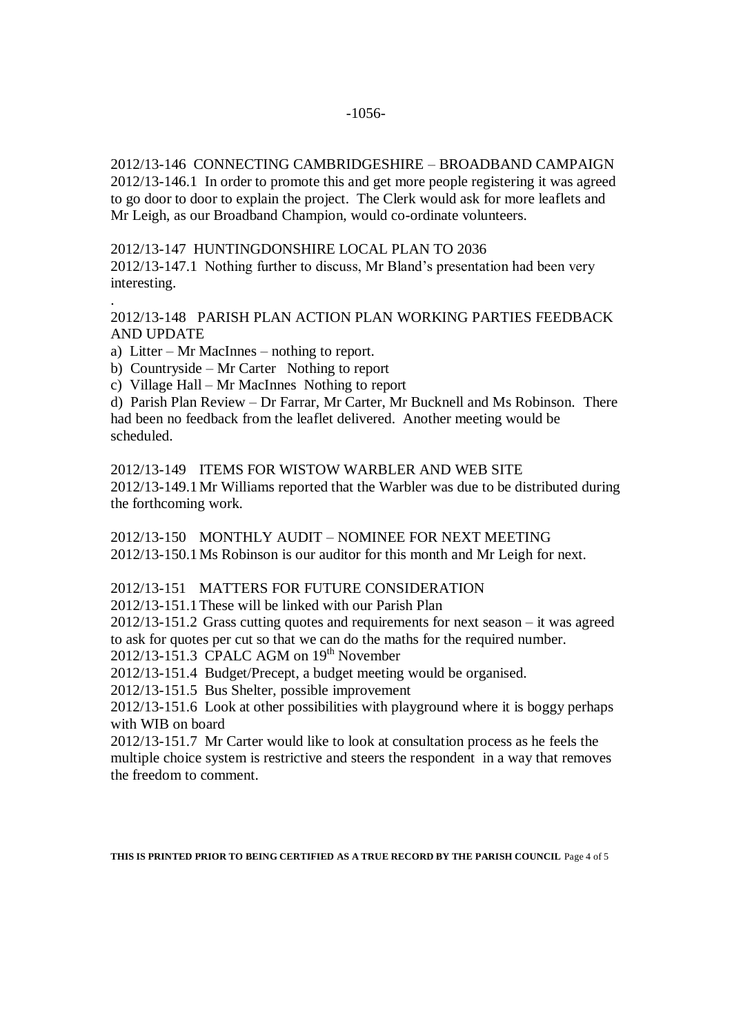2012/13-146 CONNECTING CAMBRIDGESHIRE – BROADBAND CAMPAIGN

2012/13-146.1 In order to promote this and get more people registering it was agreed to go door to door to explain the project. The Clerk would ask for more leaflets and Mr Leigh, as our Broadband Champion, would co-ordinate volunteers.

2012/13-147 HUNTINGDONSHIRE LOCAL PLAN TO 2036

2012/13-147.1 Nothing further to discuss, Mr Bland's presentation had been very interesting.

.

2012/13-148 PARISH PLAN ACTION PLAN WORKING PARTIES FEEDBACK AND UPDATE

a) Litter – Mr MacInnes – nothing to report.

b) Countryside – Mr Carter Nothing to report

c) Village Hall – Mr MacInnes Nothing to report

d) Parish Plan Review – Dr Farrar, Mr Carter, Mr Bucknell and Ms Robinson. There had been no feedback from the leaflet delivered. Another meeting would be scheduled.

2012/13-149 ITEMS FOR WISTOW WARBLER AND WEB SITE

2012/13-149.1 Mr Williams reported that the Warbler was due to be distributed during the forthcoming work.

2012/13-150 MONTHLY AUDIT – NOMINEE FOR NEXT MEETING

2012/13-150.1 Ms Robinson is our auditor for this month and Mr Leigh for next.

2012/13-151 MATTERS FOR FUTURE CONSIDERATION

2012/13-151.1 These will be linked with our Parish Plan

2012/13-151.2 Grass cutting quotes and requirements for next season – it was agreed to ask for quotes per cut so that we can do the maths for the required number.

2012/13-151.3 CPALC AGM on 19th November

2012/13-151.4 Budget/Precept, a budget meeting would be organised.

2012/13-151.5 Bus Shelter, possible improvement

2012/13-151.6 Look at other possibilities with playground where it is boggy perhaps with WIB on board

2012/13-151.7 Mr Carter would like to look at consultation process as he feels the multiple choice system is restrictive and steers the respondent in a way that removes the freedom to comment.

**THIS IS PRINTED PRIOR TO BEING CERTIFIED AS A TRUE RECORD BY THE PARISH COUNCIL**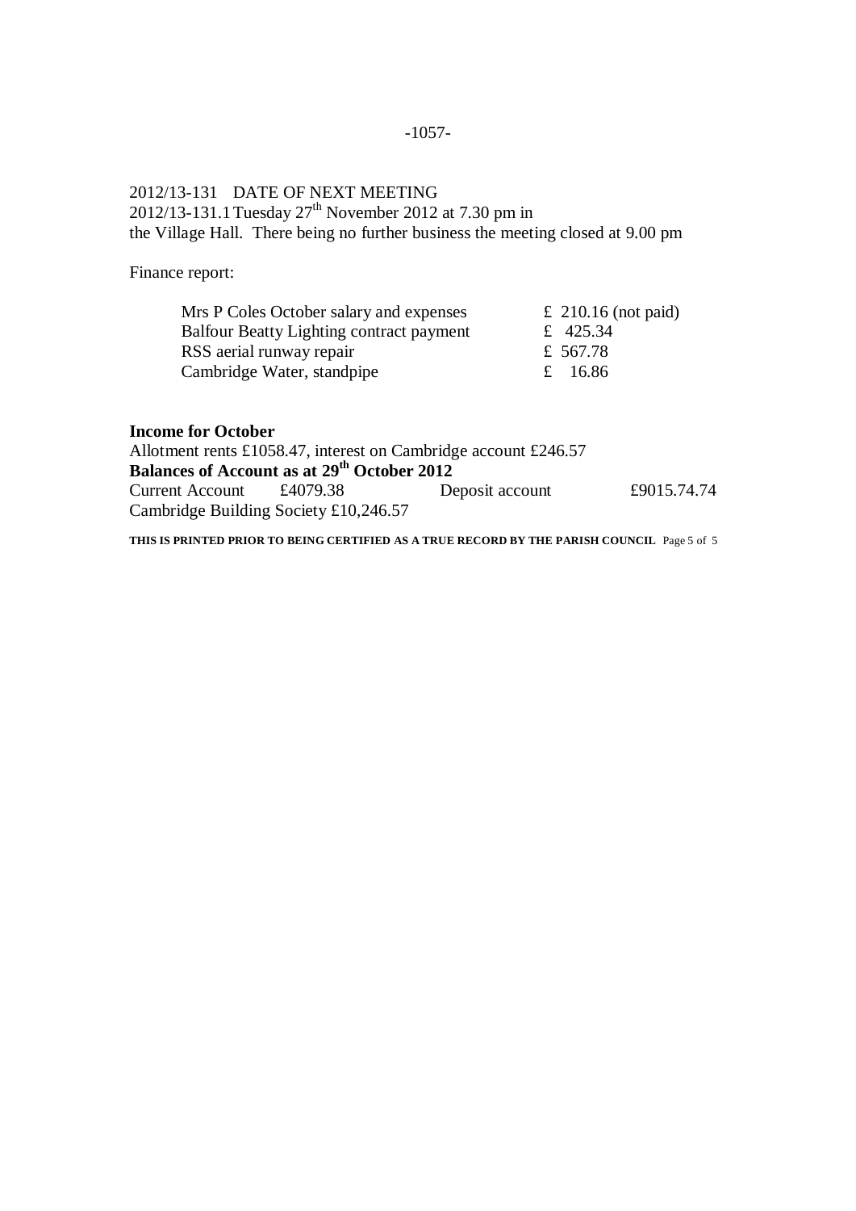2012/13-131 DATE OF NEXT MEETING

2012/13-131.1 Tuesday 27th November 2012 at 7.30 pm in the Village Hall. There being no further business the meeting closed at 9.00 pm

Finance report:

| | |
|---|---|
| Mrs P Coles October salary and expenses | £ 210.16 (not paid) |
| Balfour Beatty Lighting contract payment | £ 425.34 |
| RSS aerial runway repair | £ 567.78 |
| Cambridge Water, standpipe | £ 16.86 |

**Income for October**

Allotment rents £1058.47, interest on Cambridge account £246.57

**Balances of Account as at 29th October 2012**

Current Account £4079.38 Deposit account £9015.74.74

Cambridge Building Society £10,246.57

**THIS IS PRINTED PRIOR TO BEING CERTIFIED AS A TRUE RECORD BY THE PARISH COUNCIL**